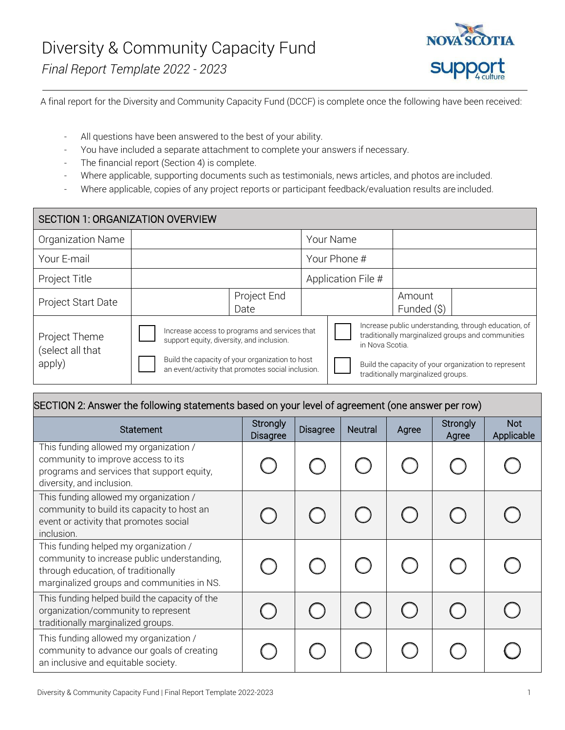# Diversity & Community Capacity Fund

*Final Report Template 2022 - 2023*

A final report for the Diversity and Community Capacity Fund (DCCF) is complete once the following have been received:

- All questions have been answered to the best of your ability.
- You have included a separate attachment to complete your answers if necessary.
- The financial report (Section 4) is complete.
- Where applicable, supporting documents such as testimonials, news articles, and photos are included.
- Where applicable, copies of any project reports or participant feedback/evaluation results are included.

| SECTION 1: ORGANIZATION OVERVIEW | | | | | |
|---|---|---|---|---|---|
| Organization Name | | | Your Name | | |
| Your E-mail | | | Your Phone # | | |
| Project Title | | | Application File # | | |
| Project Start Date | | Project End Date | | Amount Funded ($) | |
| Project Theme (select all that apply) | ☐ Increase access to programs and services that support equity, diversity, and inclusion.<br>☐ Build the capacity of your organization to host an event/activity that promotes social inclusion. | | ☐ Increase public understanding, through education, of traditionally marginalized groups and communities in Nova Scotia.<br>☐ Build the capacity of your organization to represent traditionally marginalized groups. | | |

**SECTION 2: Answer the following statements based on your level of agreement (one answer per row)**

| Statement | Strongly Disagree | Disagree | Neutral | Agree | Strongly Agree | Not Applicable |
|---|---|---|---|---|---|---|
| This funding allowed my organization / community to improve access to its programs and services that support equity, diversity, and inclusion. | ○ | ○ | ○ | ○ | ○ | ○ |
| This funding allowed my organization / community to build its capacity to host an event or activity that promotes social inclusion. | ○ | ○ | ○ | ○ | ○ | ○ |
| This funding helped my organization / community to increase public understanding, through education, of traditionally marginalized groups and communities in NS. | ○ | ○ | ○ | ○ | ○ | ○ |
| This funding helped build the capacity of the organization/community to represent traditionally marginalized groups. | ○ | ○ | ○ | ○ | ○ | ○ |
| This funding allowed my organization / community to advance our goals of creating an inclusive and equitable society. | ○ | ○ | ○ | ○ | ○ | ○ |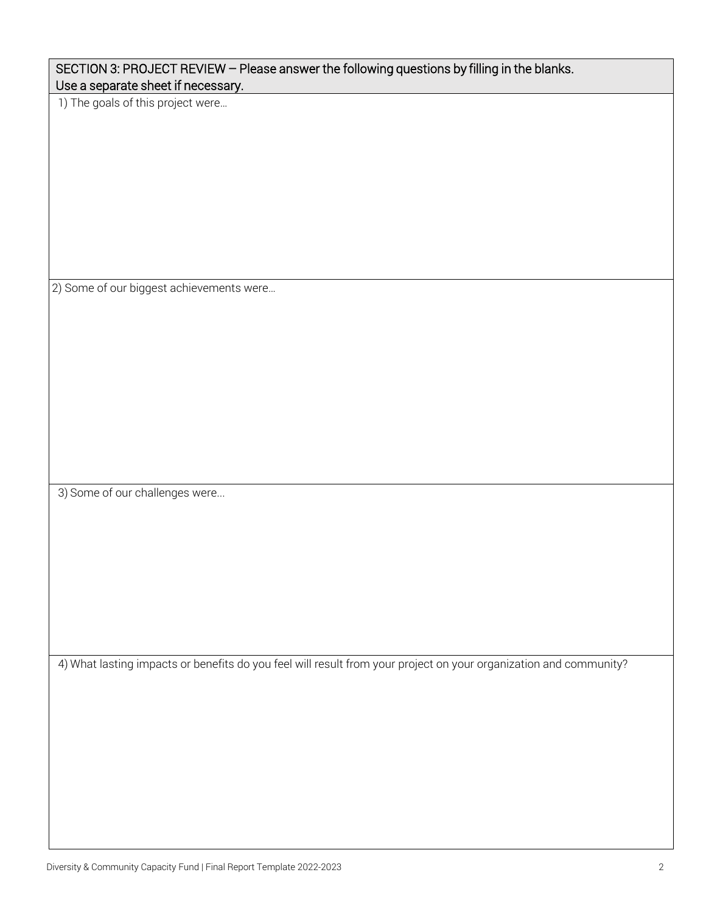## SECTION 3: PROJECT REVIEW – Please answer the following questions by filling in the blanks. Use a separate sheet if necessary.

1) The goals of this project were…

2) Some of our biggest achievements were…

3) Some of our challenges were...

4) What lasting impacts or benefits do you feel will result from your project on your organization and community?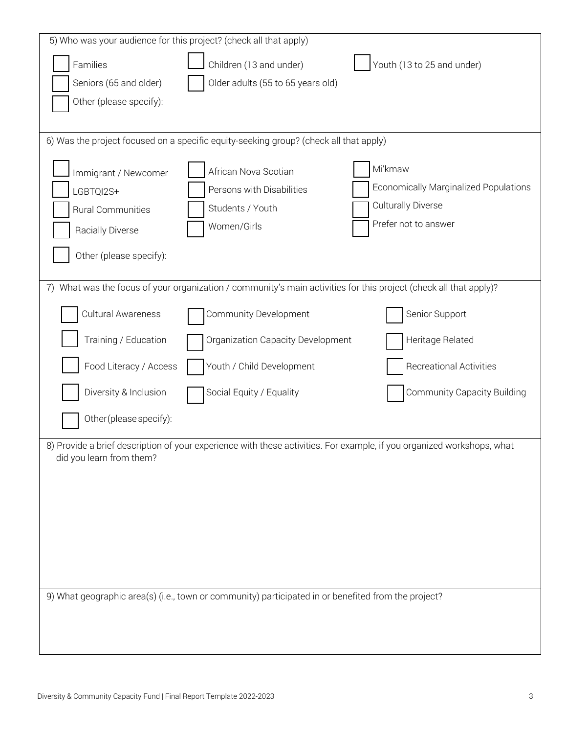5) Who was your audience for this project? (check all that apply)

- [ ] Families
- [ ] Children (13 and under)
- [ ] Youth (13 to 25 and under)
- [ ] Seniors (65 and older)
- [ ] Older adults (55 to 65 years old)
- [ ] Other (please specify):

6) Was the project focused on a specific equity-seeking group? (check all that apply)

- [ ] Immigrant / Newcomer
- [ ] African Nova Scotian
- [ ] Mi'kmaw
- [ ] LGBTQI2S+
- [ ] Persons with Disabilities
- [ ] Economically Marginalized Populations
- [ ] Rural Communities
- [ ] Students / Youth
- [ ] Culturally Diverse
- [ ] Racially Diverse
- [ ] Women/Girls
- [ ] Prefer not to answer
- [ ] Other (please specify):

7) What was the focus of your organization / community's main activities for this project (check all that apply)?

- [ ] Cultural Awareness
- [ ] Community Development
- [ ] Senior Support
- [ ] Training / Education
- [ ] Organization Capacity Development
- [ ] Heritage Related
- [ ] Food Literacy / Access
- [ ] Youth / Child Development
- [ ] Recreational Activities
- [ ] Diversity & Inclusion
- [ ] Social Equity / Equality
- [ ] Community Capacity Building
- [ ] Other (please specify):

8) Provide a brief description of your experience with these activities. For example, if you organized workshops, what did you learn from them?

9) What geographic area(s) (i.e., town or community) participated in or benefited from the project?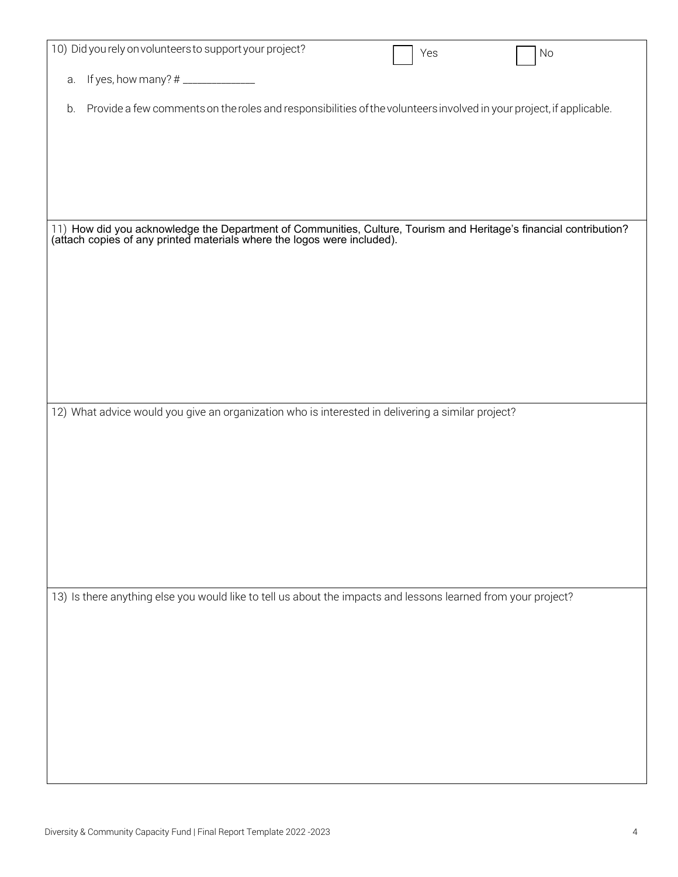10) Did you rely on volunteers to support your project? ☐ Yes ☐ No

a. If yes, how many? # ____________

b. Provide a few comments on the roles and responsibilities of the volunteers involved in your project, if applicable.

11) How did you acknowledge the Department of Communities, Culture, Tourism and Heritage's financial contribution? (attach copies of any printed materials where the logos were included).

12) What advice would you give an organization who is interested in delivering a similar project?

13) Is there anything else you would like to tell us about the impacts and lessons learned from your project?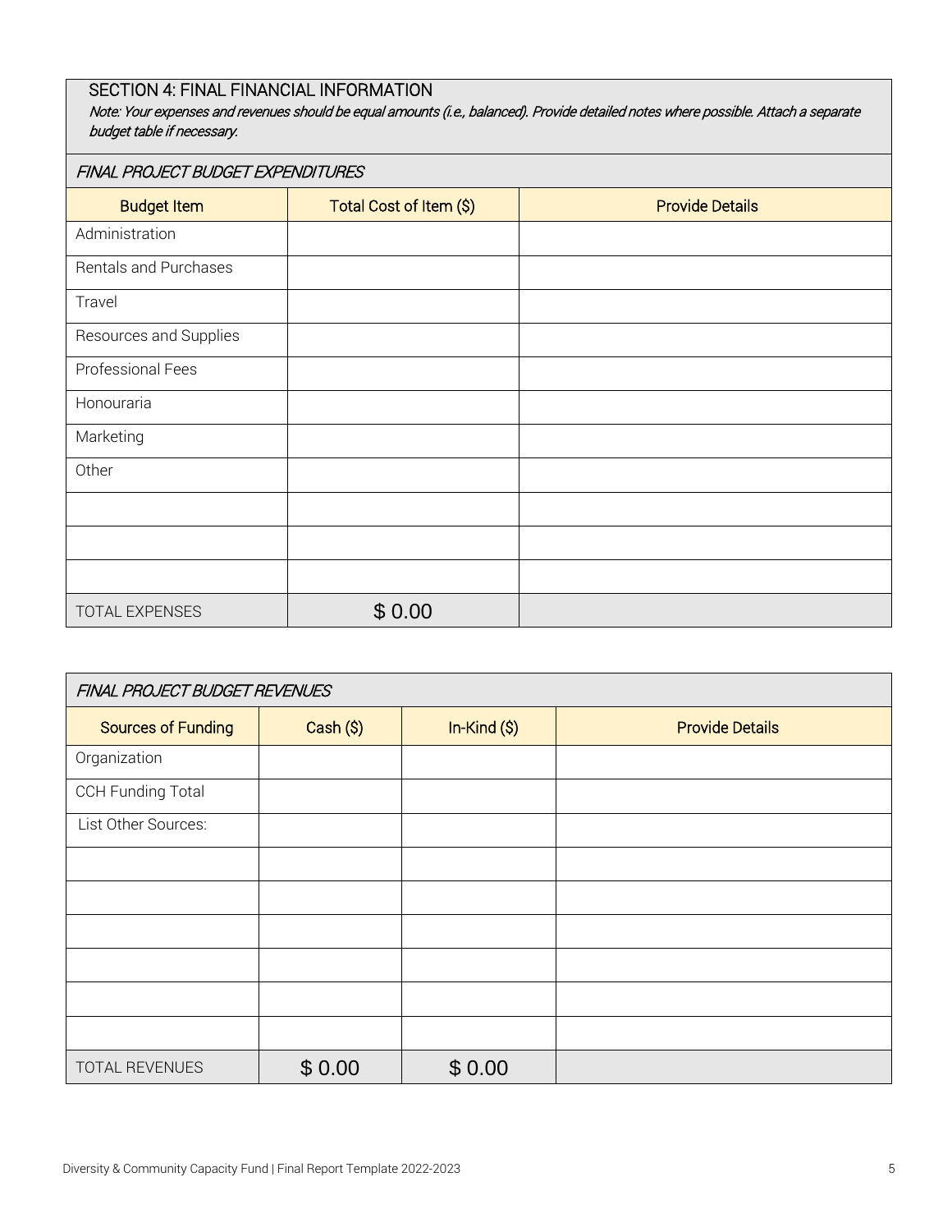## SECTION 4: FINAL FINANCIAL INFORMATION

*Note: Your expenses and revenues should be equal amounts (i.e., balanced). Provide detailed notes where possible. Attach a separate budget table if necessary.*

*FINAL PROJECT BUDGET EXPENDITURES*

| Budget Item | Total Cost of Item ($) | Provide Details |
|---|---|---|
| Administration | | |
| Rentals and Purchases | | |
| Travel | | |
| Resources and Supplies | | |
| Professional Fees | | |
| Honouraria | | |
| Marketing | | |
| Other | | |
| | | |
| | | |
| | | |
| TOTAL EXPENSES | $ 0.00 | |

*FINAL PROJECT BUDGET REVENUES*

| Sources of Funding | Cash ($) | In-Kind ($) | Provide Details |
|---|---|---|---|
| Organization | | | |
| CCH Funding Total | | | |
| List Other Sources: | | | |
| | | | |
| | | | |
| | | | |
| | | | |
| | | | |
| | | | |
| TOTAL REVENUES | $ 0.00 | $ 0.00 | |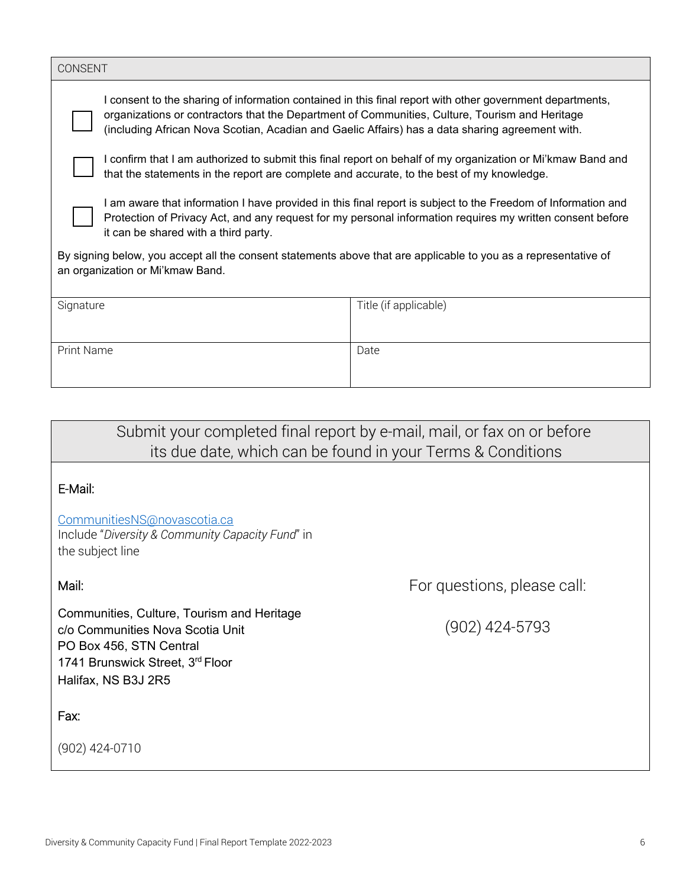## CONSENT

- [ ] I consent to the sharing of information contained in this final report with other government departments, organizations or contractors that the Department of Communities, Culture, Tourism and Heritage (including African Nova Scotian, Acadian and Gaelic Affairs) has a data sharing agreement with.
- [ ] I confirm that I am authorized to submit this final report on behalf of my organization or Mi'kmaw Band and that the statements in the report are complete and accurate, to the best of my knowledge.
- [ ] I am aware that information I have provided in this final report is subject to the Freedom of Information and Protection of Privacy Act, and any request for my personal information requires my written consent before it can be shared with a third party.

By signing below, you accept all the consent statements above that are applicable to you as a representative of an organization or Mi'kmaw Band.

| | |
|---|---|
| Signature | Title (if applicable) |
| Print Name | Date |

## Submit your completed final report by e-mail, mail, or fax on or before its due date, which can be found in your Terms & Conditions

**E-Mail:**

CommunitiesNS@novascotia.ca
Include "*Diversity & Community Capacity Fund*" in the subject line

**Mail:**

Communities, Culture, Tourism and Heritage
c/o Communities Nova Scotia Unit
PO Box 456, STN Central
1741 Brunswick Street, 3rd Floor
Halifax, NS B3J 2R5

**Fax:**

(902) 424-0710

For questions, please call:

(902) 424-5793